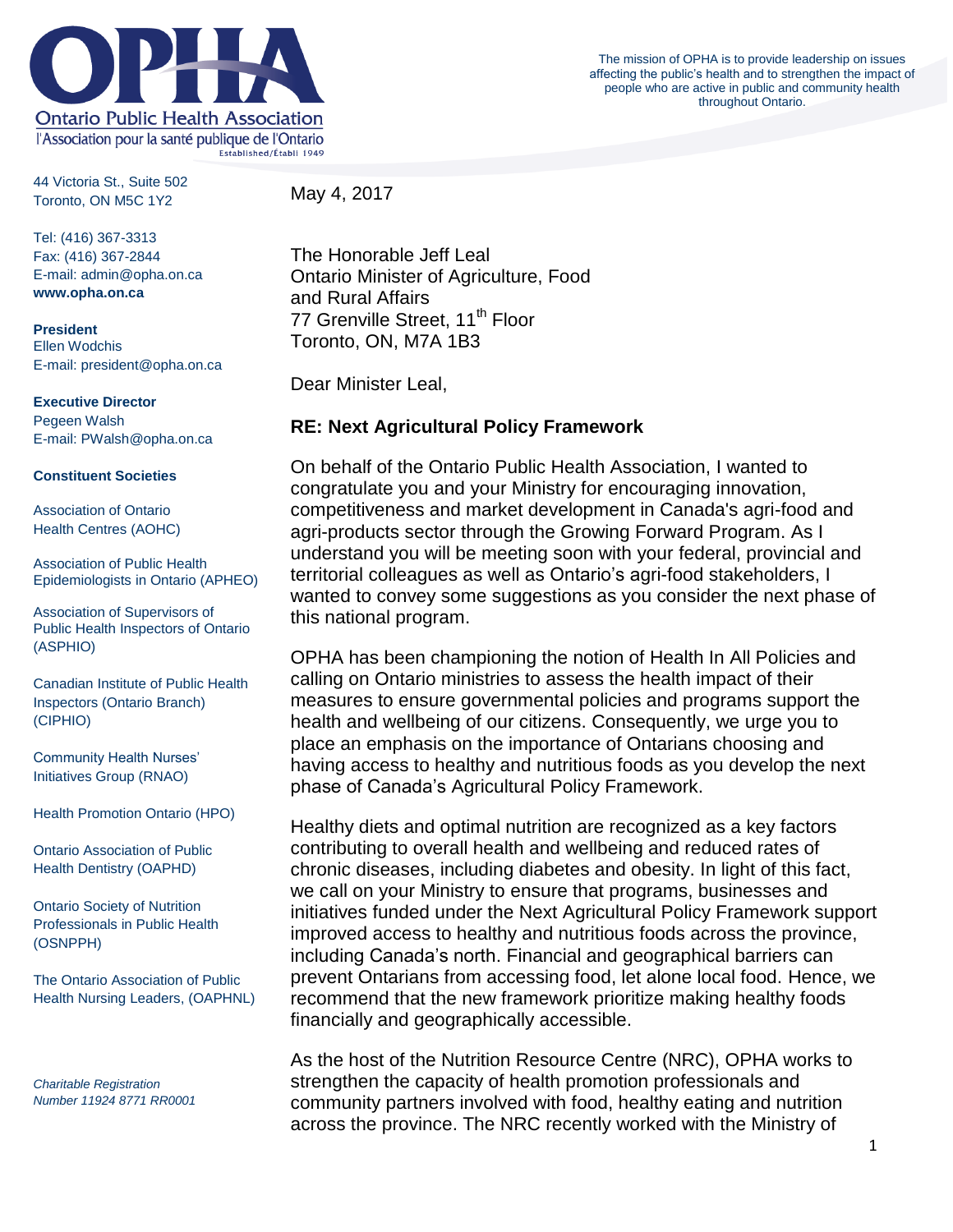# Ontario Public Health Association

l'Association pour la santé publique de l'Ontario

Established/Établi 1949

The mission of OPHA is to provide leadership on issues affecting the public's health and to strengthen the impact of people who are active in public and community health throughout Ontario.

44 Victoria St., Suite 502
Toronto, ON M5C 1Y2

Tel: (416) 367-3313
Fax: (416) 367-2844
E-mail: admin@opha.on.ca
**www.opha.on.ca**

**President**
Ellen Wodchis
E-mail: president@opha.on.ca

**Executive Director**
Pegeen Walsh
E-mail: PWalsh@opha.on.ca

**Constituent Societies**

Association of Ontario Health Centres (AOHC)

Association of Public Health Epidemiologists in Ontario (APHEO)

Association of Supervisors of Public Health Inspectors of Ontario (ASPHIO)

Canadian Institute of Public Health Inspectors (Ontario Branch) (CIPHIO)

Community Health Nurses' Initiatives Group (RNAO)

Health Promotion Ontario (HPO)

Ontario Association of Public Health Dentistry (OAPHD)

Ontario Society of Nutrition Professionals in Public Health (OSNPPH)

The Ontario Association of Public Health Nursing Leaders, (OAPHNL)

*Charitable Registration Number 11924 8771 RR0001*

May 4, 2017

The Honorable Jeff Leal
Ontario Minister of Agriculture, Food and Rural Affairs
77 Grenville Street, 11th Floor
Toronto, ON, M7A 1B3

Dear Minister Leal,

**RE: Next Agricultural Policy Framework**

On behalf of the Ontario Public Health Association, I wanted to congratulate you and your Ministry for encouraging innovation, competitiveness and market development in Canada's agri-food and agri-products sector through the Growing Forward Program. As I understand you will be meeting soon with your federal, provincial and territorial colleagues as well as Ontario's agri-food stakeholders, I wanted to convey some suggestions as you consider the next phase of this national program.

OPHA has been championing the notion of Health In All Policies and calling on Ontario ministries to assess the health impact of their measures to ensure governmental policies and programs support the health and wellbeing of our citizens. Consequently, we urge you to place an emphasis on the importance of Ontarians choosing and having access to healthy and nutritious foods as you develop the next phase of Canada's Agricultural Policy Framework.

Healthy diets and optimal nutrition are recognized as a key factors contributing to overall health and wellbeing and reduced rates of chronic diseases, including diabetes and obesity. In light of this fact, we call on your Ministry to ensure that programs, businesses and initiatives funded under the Next Agricultural Policy Framework support improved access to healthy and nutritious foods across the province, including Canada's north. Financial and geographical barriers can prevent Ontarians from accessing food, let alone local food. Hence, we recommend that the new framework prioritize making healthy foods financially and geographically accessible.

As the host of the Nutrition Resource Centre (NRC), OPHA works to strengthen the capacity of health promotion professionals and community partners involved with food, healthy eating and nutrition across the province. The NRC recently worked with the Ministry of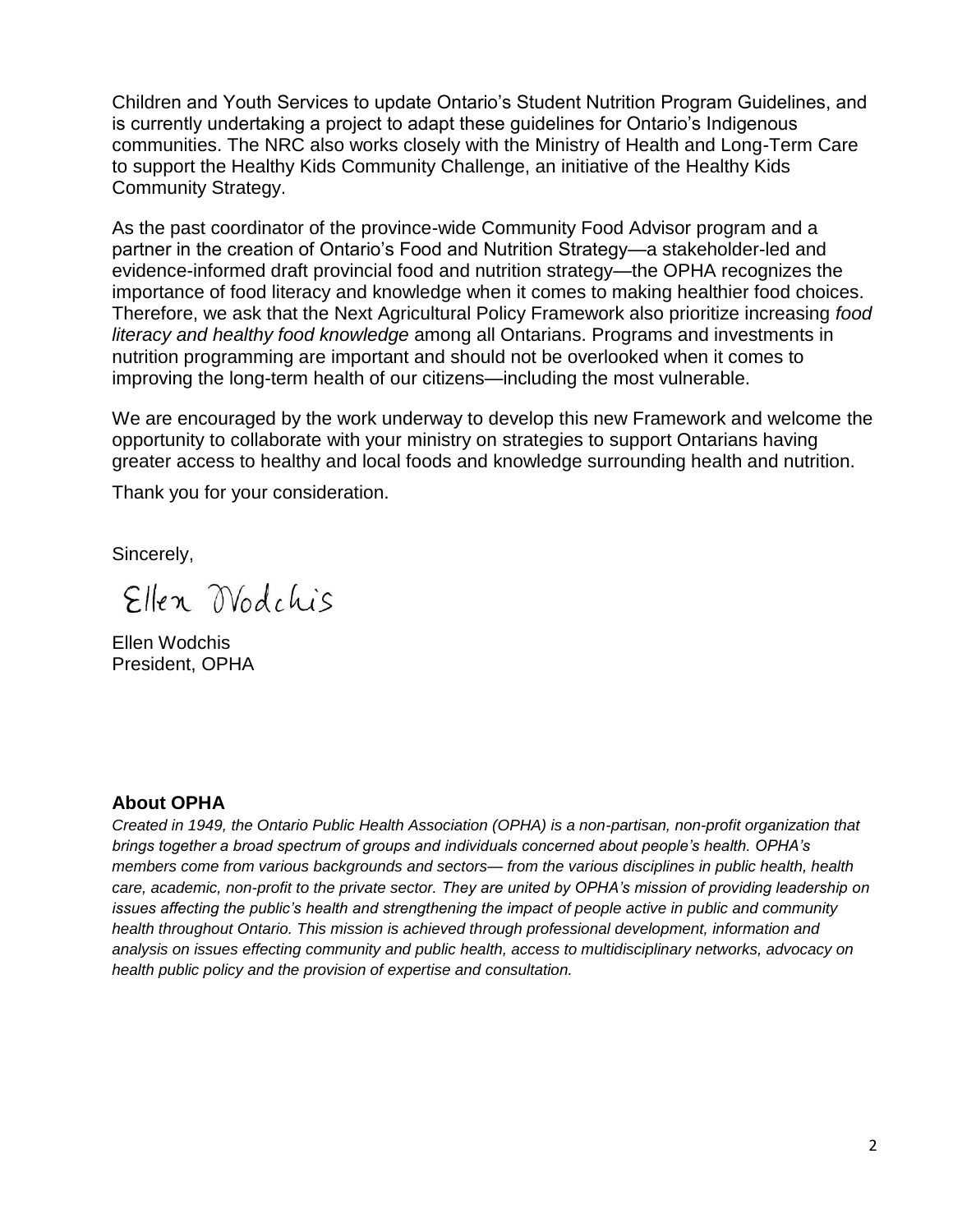Children and Youth Services to update Ontario's Student Nutrition Program Guidelines, and is currently undertaking a project to adapt these guidelines for Ontario's Indigenous communities. The NRC also works closely with the Ministry of Health and Long-Term Care to support the Healthy Kids Community Challenge, an initiative of the Healthy Kids Community Strategy.

As the past coordinator of the province-wide Community Food Advisor program and a partner in the creation of Ontario's Food and Nutrition Strategy—a stakeholder-led and evidence-informed draft provincial food and nutrition strategy—the OPHA recognizes the importance of food literacy and knowledge when it comes to making healthier food choices. Therefore, we ask that the Next Agricultural Policy Framework also prioritize increasing *food literacy and healthy food knowledge* among all Ontarians. Programs and investments in nutrition programming are important and should not be overlooked when it comes to improving the long-term health of our citizens—including the most vulnerable.

We are encouraged by the work underway to develop this new Framework and welcome the opportunity to collaborate with your ministry on strategies to support Ontarians having greater access to healthy and local foods and knowledge surrounding health and nutrition.

Thank you for your consideration.

Sincerely,

Ellen Wodchis

Ellen Wodchis
President, OPHA

### About OPHA

*Created in 1949, the Ontario Public Health Association (OPHA) is a non-partisan, non-profit organization that brings together a broad spectrum of groups and individuals concerned about people's health. OPHA's members come from various backgrounds and sectors— from the various disciplines in public health, health care, academic, non-profit to the private sector. They are united by OPHA's mission of providing leadership on issues affecting the public's health and strengthening the impact of people active in public and community health throughout Ontario. This mission is achieved through professional development, information and analysis on issues effecting community and public health, access to multidisciplinary networks, advocacy on health public policy and the provision of expertise and consultation.*